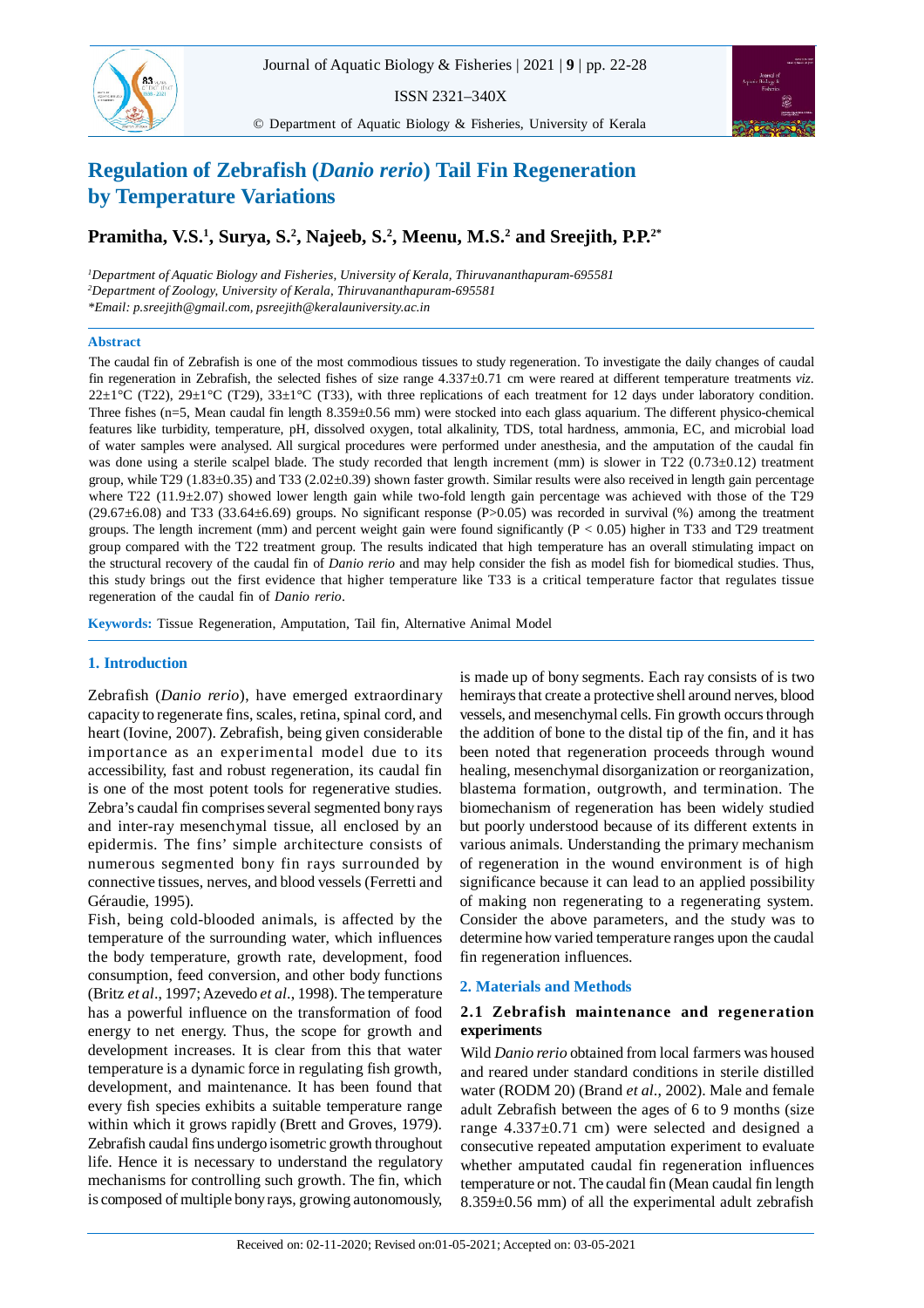# Regulation of Zebrafish (*Danio rerio*) Tail Fin Regeneration by Temperature Variations

**Pramitha, V.S.[1], Surya, S.[2], Najeeb, S.[2], Meenu, M.S.[2] and Sreejith, P.P.[2*]**

[1]*Department of Aquatic Biology and Fisheries, University of Kerala, Thiruvananthapuram-695581*
[2]*Department of Zoology, University of Kerala, Thiruvananthapuram-695581*
*\*Email: p.sreejith@gmail.com, psreejith@keralauniversity.ac.in*

## Abstract

The caudal fin of Zebrafish is one of the most commodious tissues to study regeneration. To investigate the daily changes of caudal fin regeneration in Zebrafish, the selected fishes of size range 4.337±0.71 cm were reared at different temperature treatments *viz.* 22±1°C (T22), 29±1°C (T29), 33±1°C (T33), with three replications of each treatment for 12 days under laboratory condition. Three fishes (n=5, Mean caudal fin length 8.359±0.56 mm) were stocked into each glass aquarium. The different physico-chemical features like turbidity, temperature, pH, dissolved oxygen, total alkalinity, TDS, total hardness, ammonia, EC, and microbial load of water samples were analysed. All surgical procedures were performed under anesthesia, and the amputation of the caudal fin was done using a sterile scalpel blade. The study recorded that length increment (mm) is slower in T22 (0.73±0.12) treatment group, while T29 (1.83±0.35) and T33 (2.02±0.39) shown faster growth. Similar results were also received in length gain percentage where T22 (11.9±2.07) showed lower length gain while two-fold length gain percentage was achieved with those of the T29 (29.67±6.08) and T33 (33.64±6.69) groups. No significant response (P>0.05) was recorded in survival (%) among the treatment groups. The length increment (mm) and percent weight gain were found significantly ($P < 0.05$) higher in T33 and T29 treatment group compared with the T22 treatment group. The results indicated that high temperature has an overall stimulating impact on the structural recovery of the caudal fin of *Danio rerio* and may help consider the fish as model fish for biomedical studies. Thus, this study brings out the first evidence that higher temperature like T33 is a critical temperature factor that regulates tissue regeneration of the caudal fin of *Danio rerio*.

**Keywords:** Tissue Regeneration, Amputation, Tail fin, Alternative Animal Model

## 1. Introduction

Zebrafish (*Danio rerio*), have emerged extraordinary capacity to regenerate fins, scales, retina, spinal cord, and heart (Iovine, 2007). Zebrafish, being given considerable importance as an experimental model due to its accessibility, fast and robust regeneration, its caudal fin is one of the most potent tools for regenerative studies. Zebra's caudal fin comprises several segmented bony rays and inter-ray mesenchymal tissue, all enclosed by an epidermis. The fins' simple architecture consists of numerous segmented bony fin rays surrounded by connective tissues, nerves, and blood vessels (Ferretti and Géraudie, 1995).

Fish, being cold-blooded animals, is affected by the temperature of the surrounding water, which influences the body temperature, growth rate, development, food consumption, feed conversion, and other body functions (Britz *et al*., 1997; Azevedo *et al*., 1998). The temperature has a powerful influence on the transformation of food energy to net energy. Thus, the scope for growth and development increases. It is clear from this that water temperature is a dynamic force in regulating fish growth, development, and maintenance. It has been found that every fish species exhibits a suitable temperature range within which it grows rapidly (Brett and Groves, 1979). Zebrafish caudal fins undergo isometric growth throughout life. Hence it is necessary to understand the regulatory mechanisms for controlling such growth. The fin, which is composed of multiple bony rays, growing autonomously, is made up of bony segments. Each ray consists of is two hemirays that create a protective shell around nerves, blood vessels, and mesenchymal cells. Fin growth occurs through the addition of bone to the distal tip of the fin, and it has been noted that regeneration proceeds through wound healing, mesenchymal disorganization or reorganization, blastema formation, outgrowth, and termination. The biomechanism of regeneration has been widely studied but poorly understood because of its different extents in various animals. Understanding the primary mechanism of regeneration in the wound environment is of high significance because it can lead to an applied possibility of making non regenerating to a regenerating system. Consider the above parameters, and the study was to determine how varied temperature ranges upon the caudal fin regeneration influences.

## 2. Materials and Methods

### 2.1 Zebrafish maintenance and regeneration experiments

Wild *Danio rerio* obtained from local farmers was housed and reared under standard conditions in sterile distilled water (RODM 20) (Brand *et al*., 2002). Male and female adult Zebrafish between the ages of 6 to 9 months (size range 4.337±0.71 cm) were selected and designed a consecutive repeated amputation experiment to evaluate whether amputated caudal fin regeneration influences temperature or not. The caudal fin (Mean caudal fin length 8.359±0.56 mm) of all the experimental adult zebrafish

Received on: 02-11-2020; Revised on:01-05-2021; Accepted on: 03-05-2021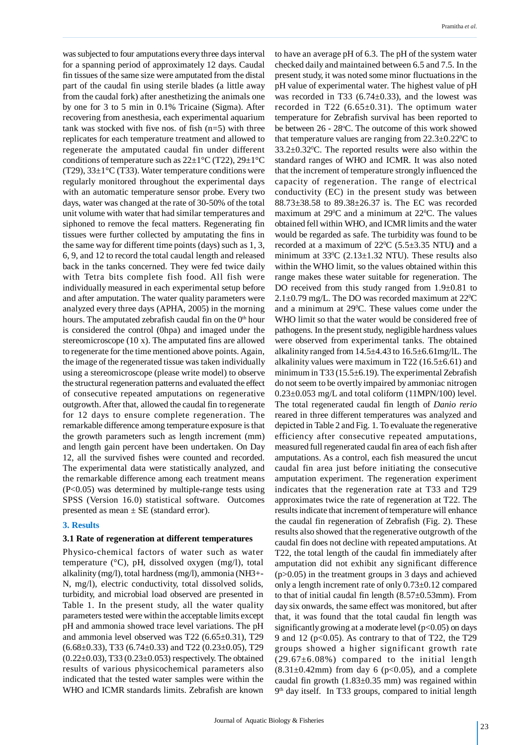was subjected to four amputations every three days interval for a spanning period of approximately 12 days. Caudal fin tissues of the same size were amputated from the distal part of the caudal fin using sterile blades (a little away from the caudal fork) after anesthetizing the animals one by one for 3 to 5 min in 0.1% Tricaine (Sigma). After recovering from anesthesia, each experimental aquarium tank was stocked with five nos. of fish (n=5) with three replicates for each temperature treatment and allowed to regenerate the amputated caudal fin under different conditions of temperature such as 22±1°C (T22), 29±1°C (T29), 33±1°C (T33). Water temperature conditions were regularly monitored throughout the experimental days with an automatic temperature sensor probe. Every two days, water was changed at the rate of 30-50% of the total unit volume with water that had similar temperatures and siphoned to remove the fecal matters. Regenerating fin tissues were further collected by amputating the fins in the same way for different time points (days) such as 1, 3, 6, 9, and 12 to record the total caudal length and released back in the tanks concerned. They were fed twice daily with Tetra bits complete fish food. All fish were individually measured in each experimental setup before and after amputation. The water quality parameters were analyzed every three days (APHA, 2005) in the morning hours. The amputated zebrafish caudal fin on the $0^{th}$ hour is considered the control (0hpa) and imaged under the stereomicroscope (10 x). The amputated fins are allowed to regenerate for the time mentioned above points. Again, the image of the regenerated tissue was taken individually using a stereomicroscope (please write model) to observe the structural regeneration patterns and evaluated the effect of consecutive repeated amputations on regenerative outgrowth. After that, allowed the caudal fin to regenerate for 12 days to ensure complete regeneration. The remarkable difference among temperature exposure is that the growth parameters such as length increment (mm) and length gain percent have been undertaken. On Day 12, all the survived fishes were counted and recorded. The experimental data were statistically analyzed, and the remarkable difference among each treatment means ($P<0.05$) was determined by multiple-range tests using SPSS (Version 16.0) statistical software. Outcomes presented as mean ± SE (standard error).

## 3. Results

### 3.1 Rate of regeneration at different temperatures

Physico-chemical factors of water such as water temperature (°C), pH, dissolved oxygen (mg/l), total alkalinity (mg/l), total hardness (mg/l), ammonia ($NH_3$+-N, mg/l), electric conductivity, total dissolved solids, turbidity, and microbial load observed are presented in Table 1. In the present study, all the water quality parameters tested were within the acceptable limits except pH and ammonia showed trace level variations. The pH and ammonia level observed was T22 (6.65±0.31), T29 (6.68±0.33), T33 (6.74±0.33) and T22 (0.23±0.05), T29 (0.22±0.03), T33 (0.23±0.053) respectively. The obtained results of various physicochemical parameters also indicated that the tested water samples were within the WHO and ICMR standards limits. Zebrafish are known to have an average pH of 6.3. The pH of the system water checked daily and maintained between 6.5 and 7.5. In the present study, it was noted some minor fluctuations in the pH value of experimental water. The highest value of pH was recorded in T33 (6.74±0.33), and the lowest was recorded in T22 (6.65±0.31). The optimum water temperature for Zebrafish survival has been reported to be between 26 - 28°C. The outcome of this work showed that temperature values are ranging from 22.3±0.22°C to 33.2±0.32°C. The reported results were also within the standard ranges of WHO and ICMR. It was also noted that the increment of temperature strongly influenced the capacity of regeneration. The range of electrical conductivity (EC) in the present study was between 88.73±38.58 to 89.38±26.37 ìs. The EC was recorded maximum at 29°C and a minimum at 22°C. The values obtained fell within WHO, and ICMR limits and the water would be regarded as safe. The turbidity was found to be recorded at a maximum of 22°C (5.5±3.35 NTU**)** and a minimum at 33°C (2.13±1.32 NTU). These results also within the WHO limit, so the values obtained within this range makes these water suitable for regeneration. The DO received from this study ranged from 1.9±0.81 to 2.1±0.79 mg/L. The DO was recorded maximum at 22°C and a minimum at 29°C. These values come under the WHO limit so that the water would be considered free of pathogens. In the present study, negligible hardness values were observed from experimental tanks. The obtained alkalinity ranged from 14.5±4.43 to 16.5±6.61mg/lL. The alkalinity values were maximum in T22 (16.5±6.61) and minimum in T33 (15.5±6.19). The experimental Zebrafish do not seem to be overtly impaired by ammoniac nitrogen 0.23±0.053 mg/L and total coliform (11MPN/100) level. The total regenerated caudal fin length of *Danio rerio* reared in three different temperatures was analyzed and depicted in Table 2 and Fig. 1. To evaluate the regenerative efficiency after consecutive repeated amputations, measured full regenerated caudal fin area of each fish after amputations. As a control, each fish measured the uncut caudal fin area just before initiating the consecutive amputation experiment. The regeneration experiment indicates that the regeneration rate at T33 and T29 approximates twice the rate of regeneration at T22. The results indicate that increment of temperature will enhance the caudal fin regeneration of Zebrafish (Fig. 2). These results also showed that the regenerative outgrowth of the caudal fin does not decline with repeated amputations. At T22, the total length of the caudal fin immediately after amputation did not exhibit any significant difference ($p>0.05$) in the treatment groups in 3 days and achieved only a length increment rate of only 0.73±0.12 compared to that of initial caudal fin length (8.57±0.53mm). From day six onwards, the same effect was monitored, but after that, it was found that the total caudal fin length was significantly growing at a moderate level ($p<0.05$) on days 9 and 12 ($p<0.05$). As contrary to that of T22, the T29 groups showed a higher significant growth rate (29.67±6.08%) compared to the initial length (8.31±0.42mm) from day 6 ($p<0.05$), and a complete caudal fin growth (1.83±0.35 mm) was regained within $9^{th}$ day itself. In T33 groups, compared to initial length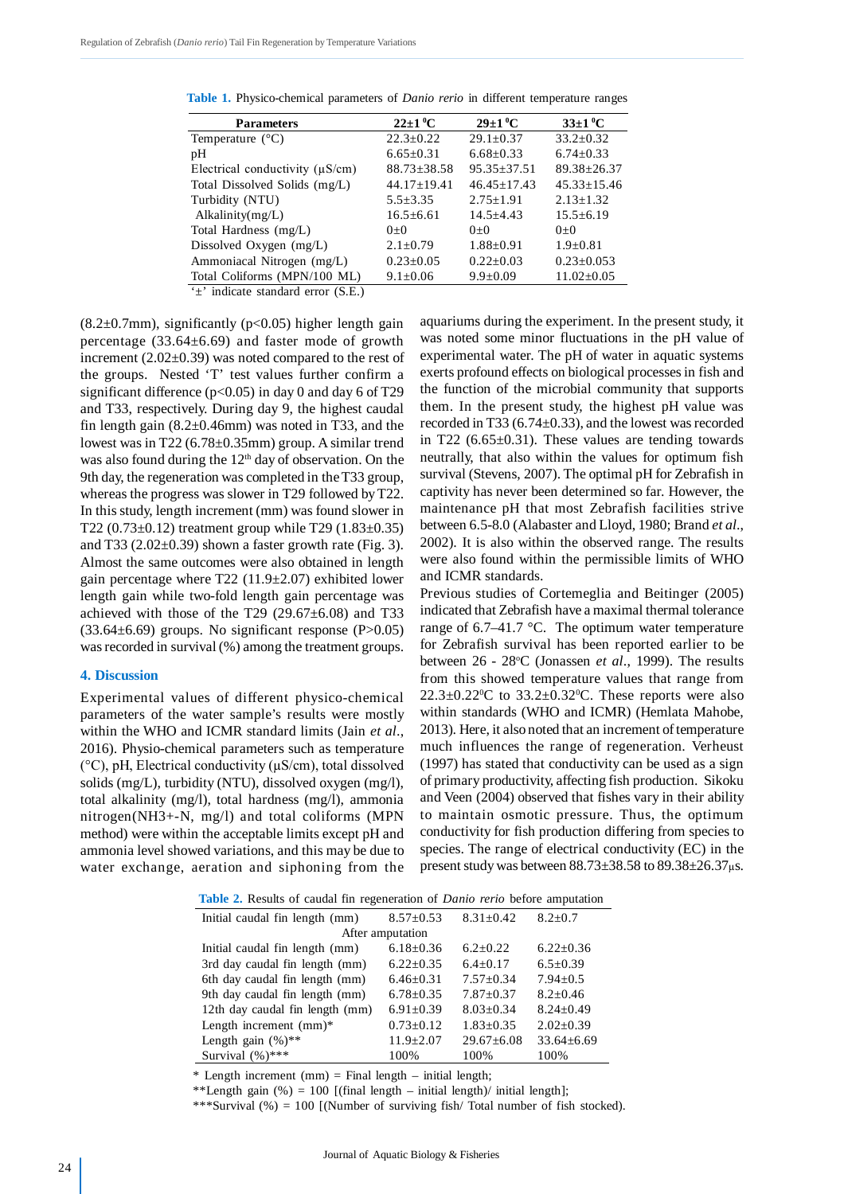**Table 1.** Physico-chemical parameters of *Danio rerio* in different temperature ranges

| Parameters | 22±1 ⁰C | 29±1 ⁰C | 33±1 ⁰C |
|---|---|---|---|
| Temperature (°C) | 22.3±0.22 | 29.1±0.37 | 33.2±0.32 |
| pH | 6.65±0.31 | 6.68±0.33 | 6.74±0.33 |
| Electrical conductivity (μS/cm) | 88.73±38.58 | 95.35±37.51 | 89.38±26.37 |
| Total Dissolved Solids (mg/L) | 44.17±19.41 | 46.45±17.43 | 45.33±15.46 |
| Turbidity (NTU) | 5.5±3.35 | 2.75±1.91 | 2.13±1.32 |
| Alkalinity(mg/L) | 16.5±6.61 | 14.5±4.43 | 15.5±6.19 |
| Total Hardness (mg/L) | 0±0 | 0±0 | 0±0 |
| Dissolved Oxygen (mg/L) | 2.1±0.79 | 1.88±0.91 | 1.9±0.81 |
| Ammoniacal Nitrogen (mg/L) | 0.23±0.05 | 0.22±0.03 | 0.23±0.053 |
| Total Coliforms (MPN/100 ML) | 9.1±0.06 | 9.9±0.09 | 11.02±0.05 |

'±' indicate standard error (S.E.)

(8.2±0.7mm), significantly ($p<0.05$) higher length gain percentage (33.64±6.69) and faster mode of growth increment (2.02±0.39) was noted compared to the rest of the groups. Nested 'T' test values further confirm a significant difference ($p<0.05$) in day 0 and day 6 of T29 and T33, respectively. During day 9, the highest caudal fin length gain (8.2±0.46mm) was noted in T33, and the lowest was in T22 (6.78±0.35mm) group. A similar trend was also found during the 12th day of observation. On the 9th day, the regeneration was completed in the T33 group, whereas the progress was slower in T29 followed by T22. In this study, length increment (mm) was found slower in T22 (0.73±0.12) treatment group while T29 (1.83±0.35) and T33 (2.02±0.39) shown a faster growth rate (Fig. 3). Almost the same outcomes were also obtained in length gain percentage where T22 (11.9±2.07) exhibited lower length gain while two-fold length gain percentage was achieved with those of the T29 (29.67±6.08) and T33 (33.64±6.69) groups. No significant response ($P>0.05$) was recorded in survival (%) among the treatment groups.

## 4. Discussion

Experimental values of different physico-chemical parameters of the water sample's results were mostly within the WHO and ICMR standard limits (Jain *et al*., 2016). Physio-chemical parameters such as temperature (°C), pH, Electrical conductivity (μS/cm), total dissolved solids (mg/L), turbidity (NTU), dissolved oxygen (mg/l), total alkalinity (mg/l), total hardness (mg/l), ammonia nitrogen($NH_3$+-N, mg/l) and total coliforms (MPN method) were within the acceptable limits except pH and ammonia level showed variations, and this may be due to water exchange, aeration and siphoning from the aquariums during the experiment. In the present study, it was noted some minor fluctuations in the pH value of experimental water. The pH of water in aquatic systems exerts profound effects on biological processes in fish and the function of the microbial community that supports them. In the present study, the highest pH value was recorded in T33 (6.74±0.33), and the lowest was recorded in T22 (6.65±0.31). These values are tending towards neutrally, that also within the values for optimum fish survival (Stevens, 2007). The optimal pH for Zebrafish in captivity has never been determined so far. However, the maintenance pH that most Zebrafish facilities strive between 6.5-8.0 (Alabaster and Lloyd, 1980; Brand *et al*., 2002). It is also within the observed range. The results were also found within the permissible limits of WHO and ICMR standards.

Previous studies of Cortemeglia and Beitinger (2005) indicated that Zebrafish have a maximal thermal tolerance range of 6.7–41.7 °C. The optimum water temperature for Zebrafish survival has been reported earlier to be between 26 - 28°C (Jonassen *et al*., 1999). The results from this showed temperature values that range from 22.3±0.22⁰C to 33.2±0.32⁰C. These reports were also within standards (WHO and ICMR) (Hemlata Mahobe, 2013). Here, it also noted that an increment of temperature much influences the range of regeneration. Verheust (1997) has stated that conductivity can be used as a sign of primary productivity, affecting fish production. Sikoku and Veen (2004) observed that fishes vary in their ability to maintain osmotic pressure. Thus, the optimum conductivity for fish production differing from species to species. The range of electrical conductivity (EC) in the present study was between 88.73±38.58 to 89.38±26.37μs.

**Table 2.** Results of caudal fin regeneration of *Danio rerio* before amputation

| | | | |
|---|---|---|---|
| Initial caudal fin length (mm) | 8.57±0.53 | 8.31±0.42 | 8.2±0.7 |
| After amputation | | | |
| Initial caudal fin length (mm) | 6.18±0.36 | 6.2±0.22 | 6.22±0.36 |
| 3rd day caudal fin length (mm) | 6.22±0.35 | 6.4±0.17 | 6.5±0.39 |
| 6th day caudal fin length (mm) | 6.46±0.31 | 7.57±0.34 | 7.94±0.5 |
| 9th day caudal fin length (mm) | 6.78±0.35 | 7.87±0.37 | 8.2±0.46 |
| 12th day caudal fin length (mm) | 6.91±0.39 | 8.03±0.34 | 8.24±0.49 |
| Length increment (mm)* | 0.73±0.12 | 1.83±0.35 | 2.02±0.39 |
| Length gain (%)** | 11.9±2.07 | 29.67±6.08 | 33.64±6.69 |
| Survival (%)*** | 100% | 100% | 100% |

* Length increment (mm) = Final length – initial length;

**Length gain (%) = 100 [(final length – initial length)/ initial length];

***Survival (%) = 100 [(Number of surviving fish/ Total number of fish stocked).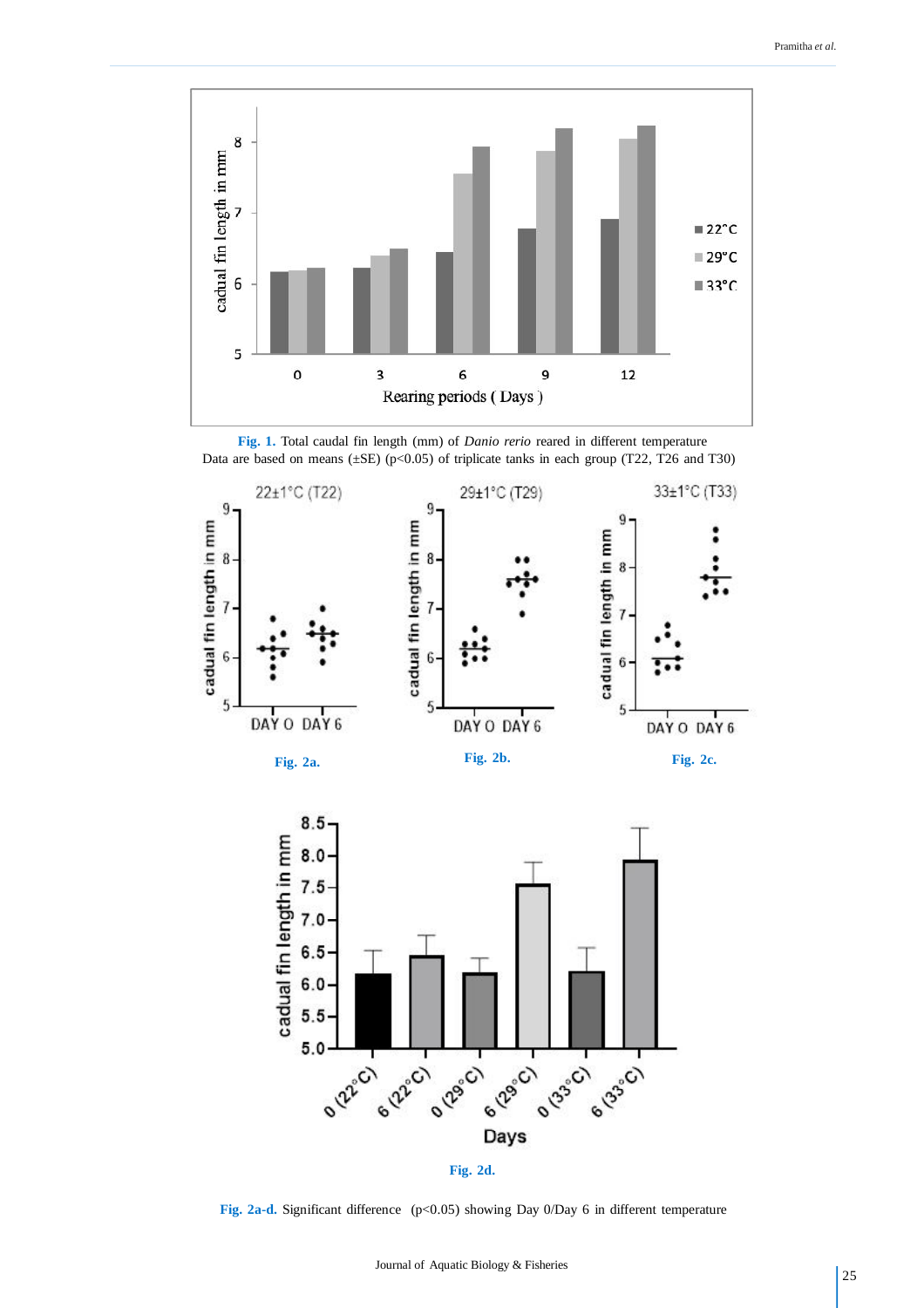**Fig. 1.** Total caudal fin length (mm) of *Danio rerio* reared in different temperature
Data are based on means (±SE) ($p<0.05$) of triplicate tanks in each group (T22, T26 and T30)

**Fig. 2a.**

**Fig. 2b.**

**Fig. 2c.**

**Fig. 2d.**

**Fig. 2a-d.** Significant difference ($p<0.05$) showing Day 0/Day 6 in different temperature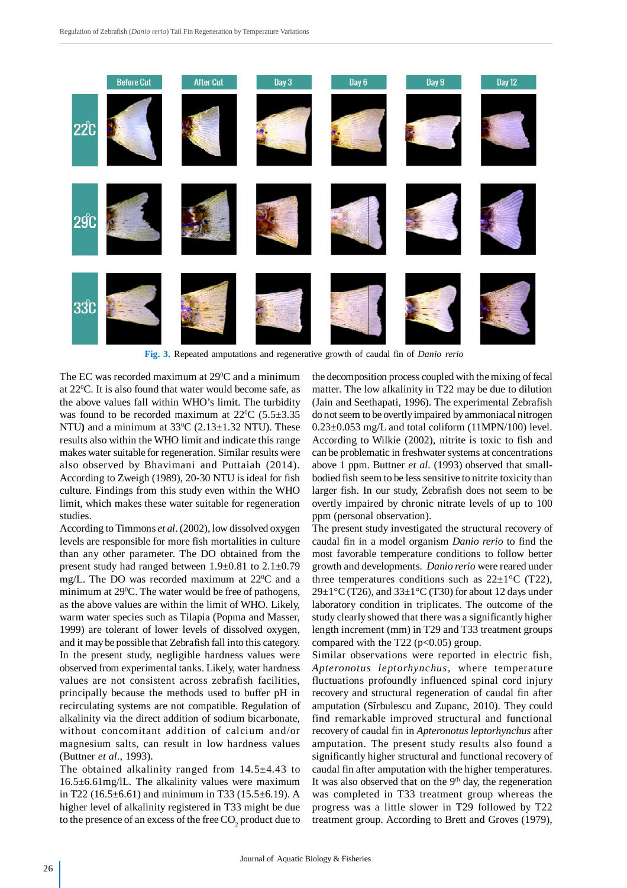**Fig. 3.** Repeated amputations and regenerative growth of caudal fin of *Danio rerio*

The EC was recorded maximum at 29$^0$C and a minimum at 22$^0$C. It is also found that water would become safe, as the above values fall within WHO's limit. The turbidity was found to be recorded maximum at 22$^0$C (5.5±3.35 NTU) and a minimum at 33$^0$C (2.13±1.32 NTU). These results also within the WHO limit and indicate this range makes water suitable for regeneration. Similar results were also observed by Bhavimani and Puttaiah (2014). According to Zweigh (1989), 20-30 NTU is ideal for fish culture. Findings from this study even within the WHO limit, which makes these water suitable for regeneration studies.

According to Timmons *et al*. (2002), low dissolved oxygen levels are responsible for more fish mortalities in culture than any other parameter. The DO obtained from the present study had ranged between 1.9±0.81 to 2.1±0.79 mg/L. The DO was recorded maximum at 22$^0$C and a minimum at 29$^0$C. The water would be free of pathogens, as the above values are within the limit of WHO. Likely, warm water species such as Tilapia (Popma and Masser, 1999) are tolerant of lower levels of dissolved oxygen, and it may be possible that Zebrafish fall into this category. In the present study, negligible hardness values were observed from experimental tanks. Likely, water hardness values are not consistent across zebrafish facilities, principally because the methods used to buffer pH in recirculating systems are not compatible. Regulation of alkalinity via the direct addition of sodium bicarbonate, without concomitant addition of calcium and/or magnesium salts, can result in low hardness values (Buttner *et al*., 1993).

The obtained alkalinity ranged from 14.5±4.43 to 16.5±6.61mg/lL. The alkalinity values were maximum in T22 (16.5±6.61) and minimum in T33 (15.5±6.19). A higher level of alkalinity registered in T33 might be due to the presence of an excess of the free $CO_2$ product due to the decomposition process coupled with the mixing of fecal matter. The low alkalinity in T22 may be due to dilution (Jain and Seethapati, 1996). The experimental Zebrafish do not seem to be overtly impaired by ammoniacal nitrogen 0.23±0.053 mg/L and total coliform (11MPN/100) level. According to Wilkie (2002), nitrite is toxic to fish and can be problematic in freshwater systems at concentrations above 1 ppm. Buttner *et al*. (1993) observed that small-bodied fish seem to be less sensitive to nitrite toxicity than larger fish. In our study, Zebrafish does not seem to be overtly impaired by chronic nitrate levels of up to 100 ppm (personal observation).

The present study investigated the structural recovery of caudal fin in a model organism *Danio rerio* to find the most favorable temperature conditions to follow better growth and developments. *Danio rerio* were reared under three temperatures conditions such as 22±1°C (T22), 29±1°C (T26), and 33±1°C (T30) for about 12 days under laboratory condition in triplicates. The outcome of the study clearly showed that there was a significantly higher length increment (mm) in T29 and T33 treatment groups compared with the T22 ($p<0.05$) group.

Similar observations were reported in electric fish, *Apteronotus leptorhynchus*, where temperature fluctuations profoundly influenced spinal cord injury recovery and structural regeneration of caudal fin after amputation (Sîrbulescu and Zupanc, 2010). They could find remarkable improved structural and functional recovery of caudal fin in *Apteronotus leptorhynchus* after amputation. The present study results also found a significantly higher structural and functional recovery of caudal fin after amputation with the higher temperatures. It was also observed that on the 9$^{th}$ day, the regeneration was completed in T33 treatment group whereas the progress was a little slower in T29 followed by T22 treatment group. According to Brett and Groves (1979),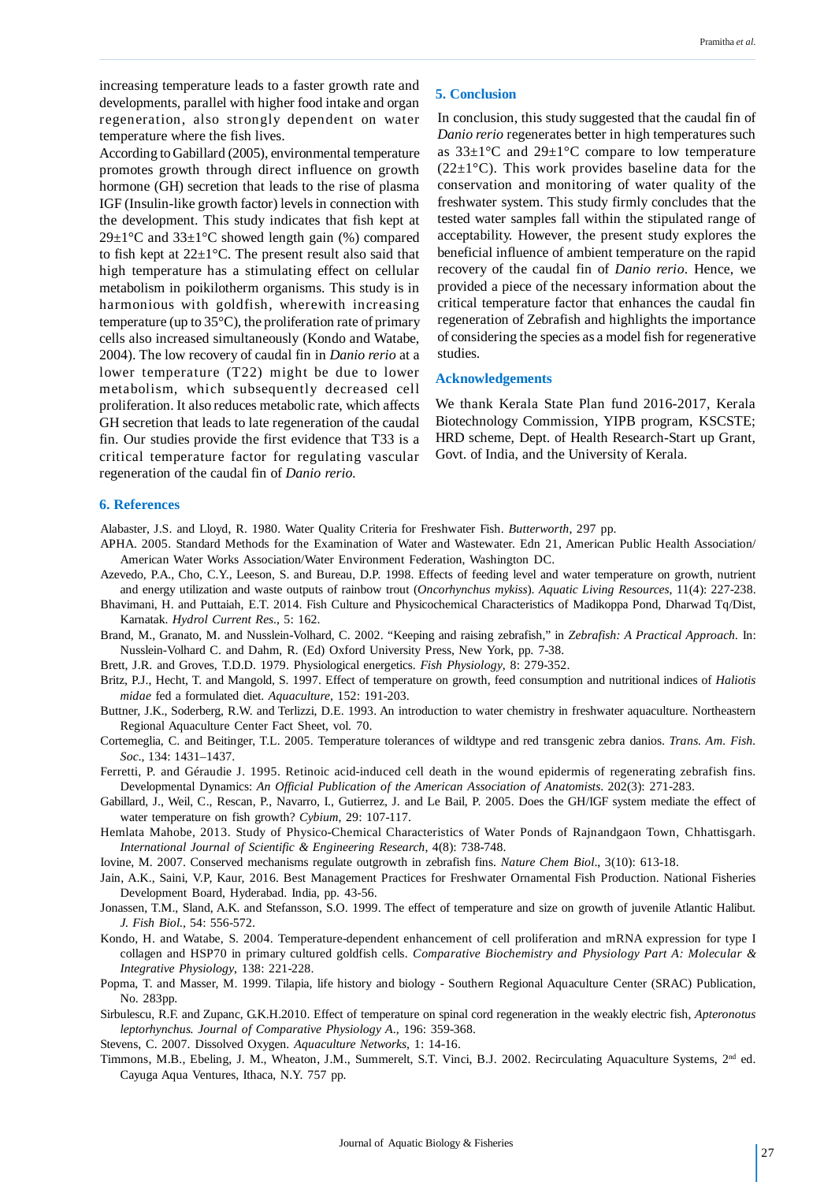increasing temperature leads to a faster growth rate and developments, parallel with higher food intake and organ regeneration, also strongly dependent on water temperature where the fish lives.

According to Gabillard (2005), environmental temperature promotes growth through direct influence on growth hormone (GH) secretion that leads to the rise of plasma IGF (Insulin-like growth factor) levels in connection with the development. This study indicates that fish kept at 29±1°C and 33±1°C showed length gain (%) compared to fish kept at 22±1°C. The present result also said that high temperature has a stimulating effect on cellular metabolism in poikilotherm organisms. This study is in harmonious with goldfish, wherewith increasing temperature (up to 35°C), the proliferation rate of primary cells also increased simultaneously (Kondo and Watabe, 2004). The low recovery of caudal fin in *Danio rerio* at a lower temperature (T22) might be due to lower metabolism, which subsequently decreased cell proliferation. It also reduces metabolic rate, which affects GH secretion that leads to late regeneration of the caudal fin. Our studies provide the first evidence that T33 is a critical temperature factor for regulating vascular regeneration of the caudal fin of *Danio rerio*.

## 5. Conclusion

In conclusion, this study suggested that the caudal fin of *Danio rerio* regenerates better in high temperatures such as 33±1°C and 29±1°C compare to low temperature (22±1°C). This work provides baseline data for the conservation and monitoring of water quality of the freshwater system. This study firmly concludes that the tested water samples fall within the stipulated range of acceptability. However, the present study explores the beneficial influence of ambient temperature on the rapid recovery of the caudal fin of *Danio rerio*. Hence, we provided a piece of the necessary information about the critical temperature factor that enhances the caudal fin regeneration of Zebrafish and highlights the importance of considering the species as a model fish for regenerative studies.

## Acknowledgements

We thank Kerala State Plan fund 2016-2017, Kerala Biotechnology Commission, YIPB program, KSCSTE; HRD scheme, Dept. of Health Research-Start up Grant, Govt. of India, and the University of Kerala.

## 6. References

Alabaster, J.S. and Lloyd, R. 1980. Water Quality Criteria for Freshwater Fish. *Butterworth*, 297 pp.

APHA. 2005. Standard Methods for the Examination of Water and Wastewater. Edn 21, American Public Health Association/ American Water Works Association/Water Environment Federation, Washington DC.

Azevedo, P.A., Cho, C.Y., Leeson, S. and Bureau, D.P. 1998. Effects of feeding level and water temperature on growth, nutrient and energy utilization and waste outputs of rainbow trout (*Oncorhynchus mykiss*). *Aquatic Living Resources*, 11(4): 227-238.

Bhavimani, H. and Puttaiah, E.T. 2014. Fish Culture and Physicochemical Characteristics of Madikoppa Pond, Dharwad Tq/Dist, Karnatak. *Hydrol Current Res*., 5: 162.

Brand, M., Granato, M. and Nusslein-Volhard, C. 2002. "Keeping and raising zebrafish," in *Zebrafish: A Practical Approach*. In: Nusslein-Volhard C. and Dahm, R. (Ed) Oxford University Press, New York, pp. 7-38.

Brett, J.R. and Groves, T.D.D. 1979. Physiological energetics. *Fish Physiology*, 8: 279-352.

Britz, P.J., Hecht, T. and Mangold, S. 1997. Effect of temperature on growth, feed consumption and nutritional indices of *Haliotis midae* fed a formulated diet. *Aquaculture*, 152: 191-203.

Buttner, J.K., Soderberg, R.W. and Terlizzi, D.E. 1993. An introduction to water chemistry in freshwater aquaculture. Northeastern Regional Aquaculture Center Fact Sheet, vol. 70.

Cortemeglia, C. and Beitinger, T.L. 2005. Temperature tolerances of wildtype and red transgenic zebra danios. *Trans. Am. Fish. Soc*., 134: 1431–1437.

Ferretti, P. and Géraudie J. 1995. Retinoic acid-induced cell death in the wound epidermis of regenerating zebrafish fins. Developmental Dynamics: *An Official Publication of the American Association of Anatomists*. 202(3): 271-283.

Gabillard, J., Weil, C., Rescan, P., Navarro, I., Gutierrez, J. and Le Bail, P. 2005. Does the GH/IGF system mediate the effect of water temperature on fish growth? *Cybium*, 29: 107-117.

Hemlata Mahobe, 2013. Study of Physico-Chemical Characteristics of Water Ponds of Rajnandgaon Town, Chhattisgarh. *International Journal of Scientific & Engineering Research*, 4(8): 738-748.

Iovine, M. 2007. Conserved mechanisms regulate outgrowth in zebrafish fins. *Nature Chem Biol*., 3(10): 613-18.

Jain, A.K., Saini, V.P, Kaur, 2016. Best Management Practices for Freshwater Ornamental Fish Production. National Fisheries Development Board, Hyderabad. India, pp. 43-56.

Jonassen, T.M., Sland, A.K. and Stefansson, S.O. 1999. The effect of temperature and size on growth of juvenile Atlantic Halibut. *J. Fish Biol*., 54: 556-572.

Kondo, H. and Watabe, S. 2004. Temperature-dependent enhancement of cell proliferation and mRNA expression for type I collagen and HSP70 in primary cultured goldfish cells. *Comparative Biochemistry and Physiology Part A: Molecular & Integrative Physiology*, 138: 221-228.

Popma, T. and Masser, M. 1999. Tilapia, life history and biology - Southern Regional Aquaculture Center (SRAC) Publication, No. 283pp.

Sirbulescu, R.F. and Zupanc, G.K.H.2010. Effect of temperature on spinal cord regeneration in the weakly electric fish, *Apteronotus leptorhynchus*. *Journal of Comparative Physiology A*., 196: 359-368.

Stevens, C. 2007. Dissolved Oxygen. *Aquaculture Networks*, 1: 14-16.

Timmons, M.B., Ebeling, J. M., Wheaton, J.M., Summerelt, S.T. Vinci, B.J. 2002. Recirculating Aquaculture Systems, 2nd ed. Cayuga Aqua Ventures, Ithaca, N.Y. 757 pp.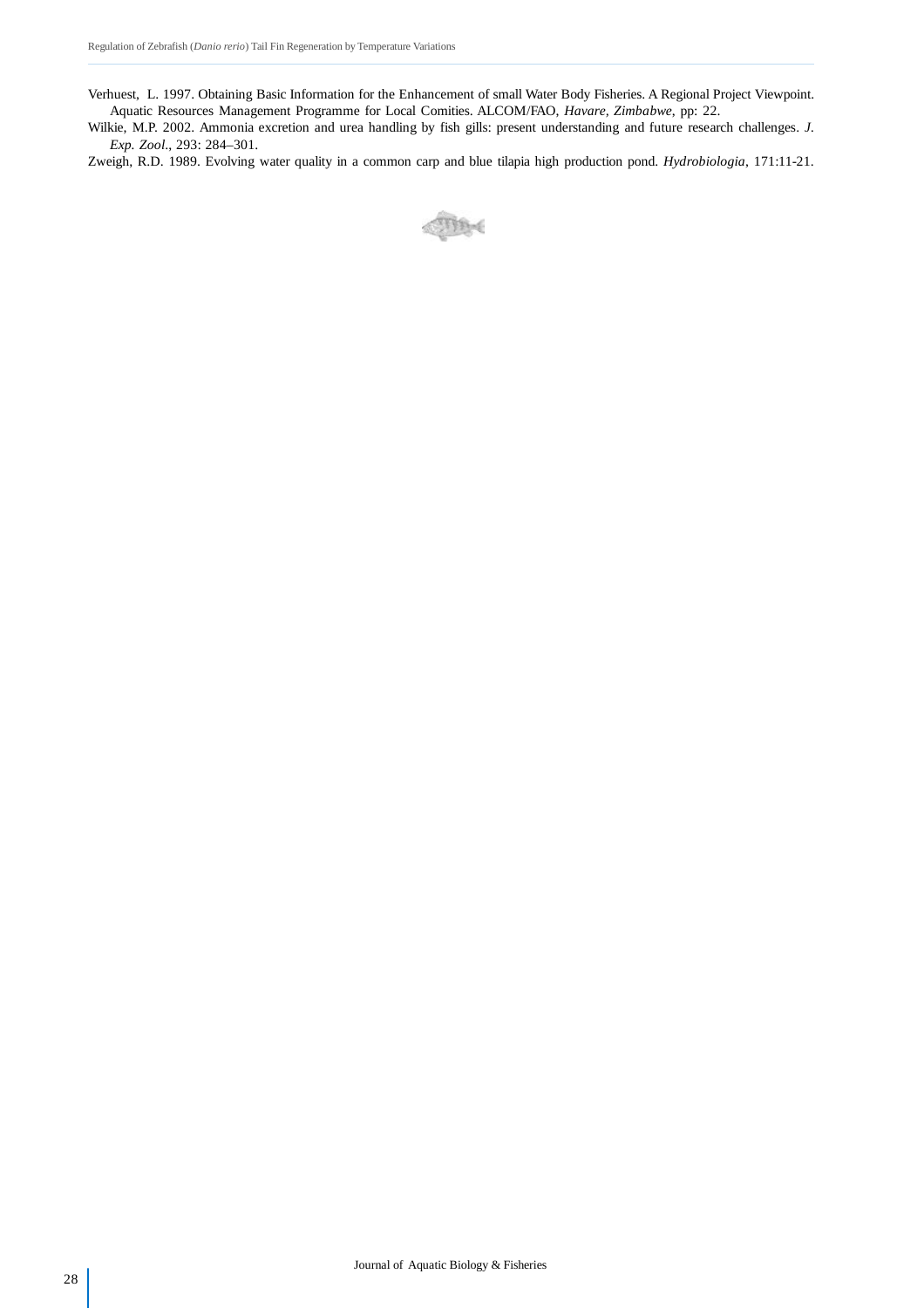Verhuest, L. 1997. Obtaining Basic Information for the Enhancement of small Water Body Fisheries. A Regional Project Viewpoint. Aquatic Resources Management Programme for Local Comities. ALCOM/FAO, *Havare, Zimbabwe*, pp: 22.

Wilkie, M.P. 2002. Ammonia excretion and urea handling by fish gills: present understanding and future research challenges. *J. Exp. Zool.*, 293: 284–301.

Zweigh, R.D. 1989. Evolving water quality in a common carp and blue tilapia high production pond. *Hydrobiologia*, 171:11-21.